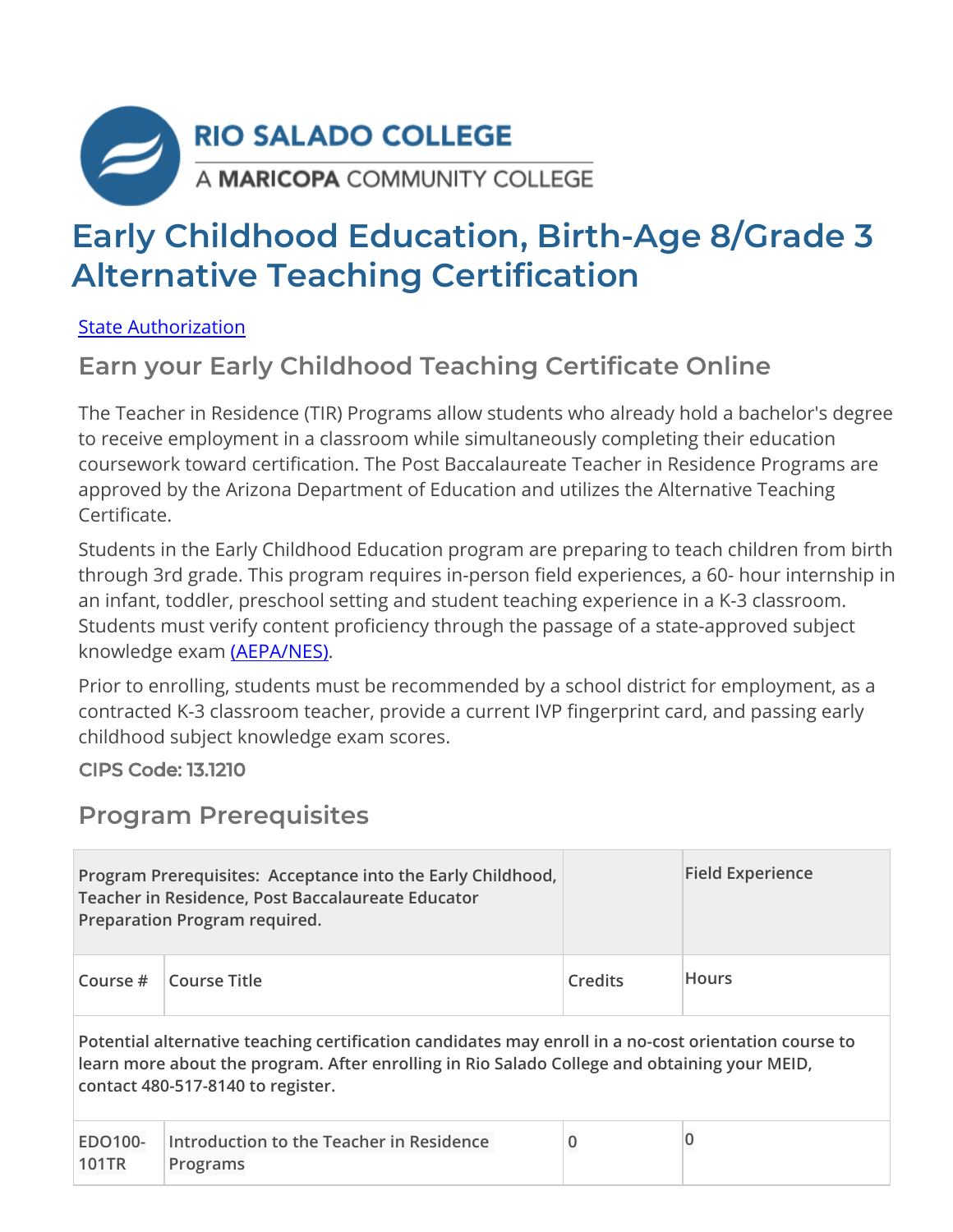# Early Childhood Education, Birth-Age 8/Grade 3 Alternative Teaching Certification

[State Authorization]

## Earn your Early Childhood Teaching Certificate Online

The Teacher in Residence (TIR) Programs allow students who already hold a bachelor's degree to receive employment in a classroom while simultaneously completing their education coursework toward certification. The Post Baccalaureate Teacher in Residence Programs are approved by the Arizona Department of Education and utilizes the Alternative Teaching Certificate.

Students in the Early Childhood Education program are preparing to teach children from birth through 3rd grade. This program requires in-person field experiences, a 60- hour internship in an infant, toddler, preschool setting and student teaching experience in a K-3 classroom. Students must verify content proficiency through the passage of a state-approved subject knowledge exam (AEPA/NES).

Prior to enrolling, students must be recommended by a school district for employment, as a contracted K-3 classroom teacher, provide a current IVP fingerprint card, and passing early childhood subject knowledge exam scores.

**CIPS Code: 13.1210**

## Program Prerequisites

| **Program Prerequisites: Acceptance into the Early Childhood, Teacher in Residence, Post Baccalaureate Educator Preparation Program required.** | | | **Field Experience** |
|---|---|---|---|
| **Course #** | **Course Title** | **Credits** | **Hours** |
| **Potential alternative teaching certification candidates may enroll in a no-cost orientation course to learn more about the program. After enrolling in Rio Salado College and obtaining your MEID, contact 480-517-8140 to register.** | | | |
| EDO100-101TR | Introduction to the Teacher in Residence Programs | 0 | 0 |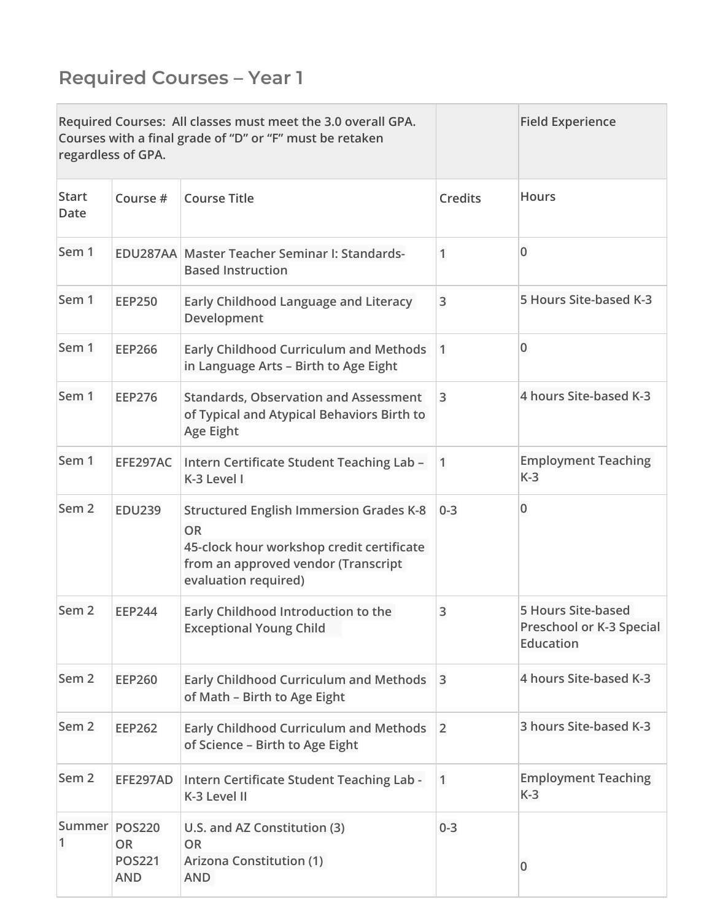## Required Courses – Year 1

| Required Courses: All classes must meet the 3.0 overall GPA. Courses with a final grade of "D" or "F" must be retaken regardless of GPA. | | | | Field Experience |
|---|---|---|---|---|
| Start Date | Course # | Course Title | Credits | Hours |
| Sem 1 | EDU287AA | Master Teacher Seminar I: Standards-Based Instruction | 1 | 0 |
| Sem 1 | EEP250 | Early Childhood Language and Literacy Development | 3 | 5 Hours Site-based K-3 |
| Sem 1 | EEP266 | Early Childhood Curriculum and Methods in Language Arts – Birth to Age Eight | 1 | 0 |
| Sem 1 | EEP276 | Standards, Observation and Assessment of Typical and Atypical Behaviors Birth to Age Eight | 3 | 4 hours Site-based K-3 |
| Sem 1 | EFE297AC | Intern Certificate Student Teaching Lab – K-3 Level I | 1 | Employment Teaching K-3 |
| Sem 2 | EDU239 | Structured English Immersion Grades K-8<br>OR<br>45-clock hour workshop credit certificate from an approved vendor (Transcript evaluation required) | 0-3 | 0 |
| Sem 2 | EEP244 | Early Childhood Introduction to the Exceptional Young Child | 3 | 5 Hours Site-based Preschool or K-3 Special Education |
| Sem 2 | EEP260 | Early Childhood Curriculum and Methods of Math – Birth to Age Eight | 3 | 4 hours Site-based K-3 |
| Sem 2 | EEP262 | Early Childhood Curriculum and Methods of Science – Birth to Age Eight | 2 | 3 hours Site-based K-3 |
| Sem 2 | EFE297AD | Intern Certificate Student Teaching Lab - K-3 Level II | 1 | Employment Teaching K-3 |
| Summer 1 | POS220<br>OR<br>POS221<br>AND | U.S. and AZ Constitution (3)<br>OR<br>Arizona Constitution (1)<br>AND | 0-3 | 0 |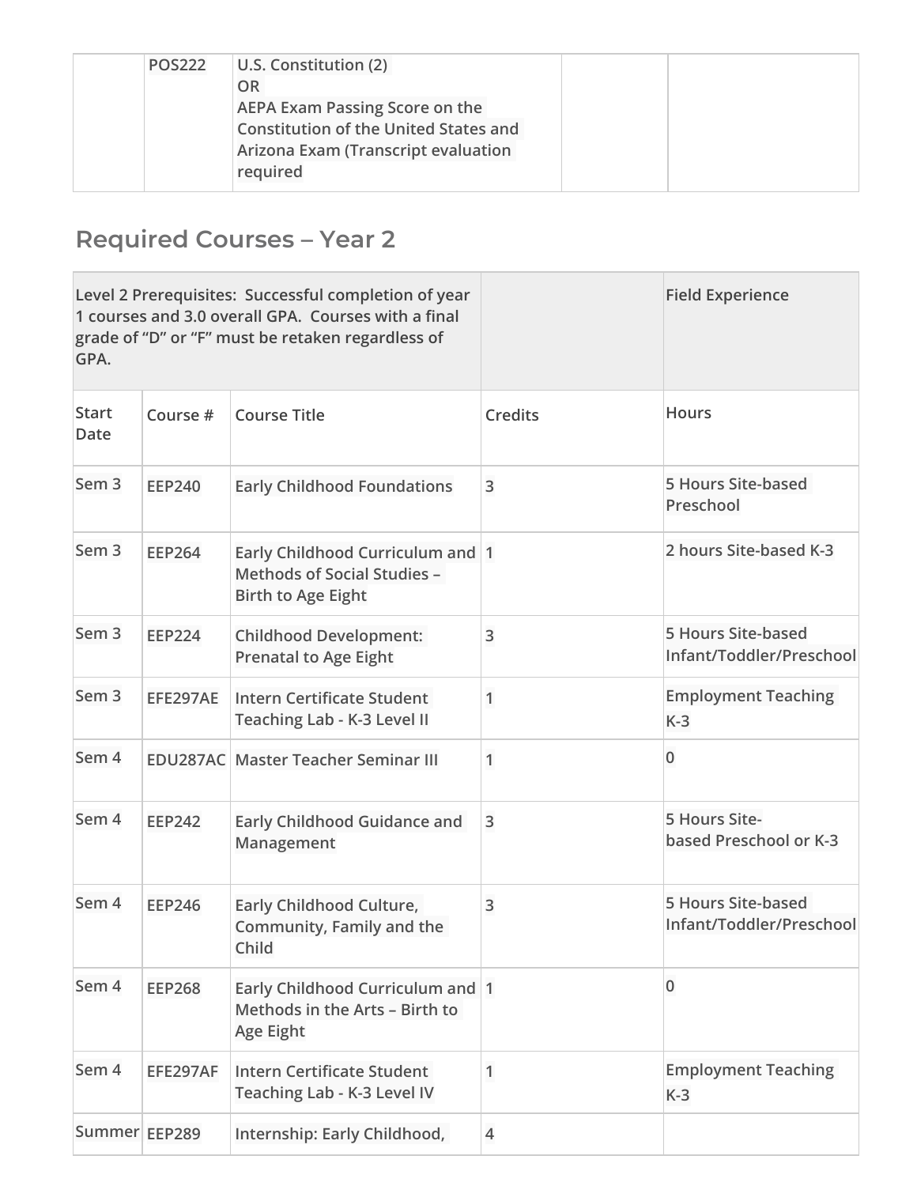| | POS222 | U.S. Constitution (2) OR AEPA Exam Passing Score on the Constitution of the United States and Arizona Exam (Transcript evaluation required | | |
|---|---|---|---|---|

## Required Courses – Year 2

| Level 2 Prerequisites: Successful completion of year 1 courses and 3.0 overall GPA. Courses with a final grade of "D" or "F" must be retaken regardless of GPA. | | | | Field Experience |
|---|---|---|---|---|
| Start Date | Course # | Course Title | Credits | Hours |
| Sem 3 | EEP240 | Early Childhood Foundations | 3 | 5 Hours Site-based Preschool |
| Sem 3 | EEP264 | Early Childhood Curriculum and Methods of Social Studies – Birth to Age Eight | 1 | 2 hours Site-based K-3 |
| Sem 3 | EEP224 | Childhood Development: Prenatal to Age Eight | 3 | 5 Hours Site-based Infant/Toddler/Preschool |
| Sem 3 | EFE297AE | Intern Certificate Student Teaching Lab - K-3 Level II | 1 | Employment Teaching K-3 |
| Sem 4 | EDU287AC | Master Teacher Seminar III | 1 | 0 |
| Sem 4 | EEP242 | Early Childhood Guidance and Management | 3 | 5 Hours Site-based Preschool or K-3 |
| Sem 4 | EEP246 | Early Childhood Culture, Community, Family and the Child | 3 | 5 Hours Site-based Infant/Toddler/Preschool |
| Sem 4 | EEP268 | Early Childhood Curriculum and Methods in the Arts – Birth to Age Eight | 1 | 0 |
| Sem 4 | EFE297AF | Intern Certificate Student Teaching Lab - K-3 Level IV | 1 | Employment Teaching K-3 |
| Summer | EEP289 | Internship: Early Childhood, | 4 | |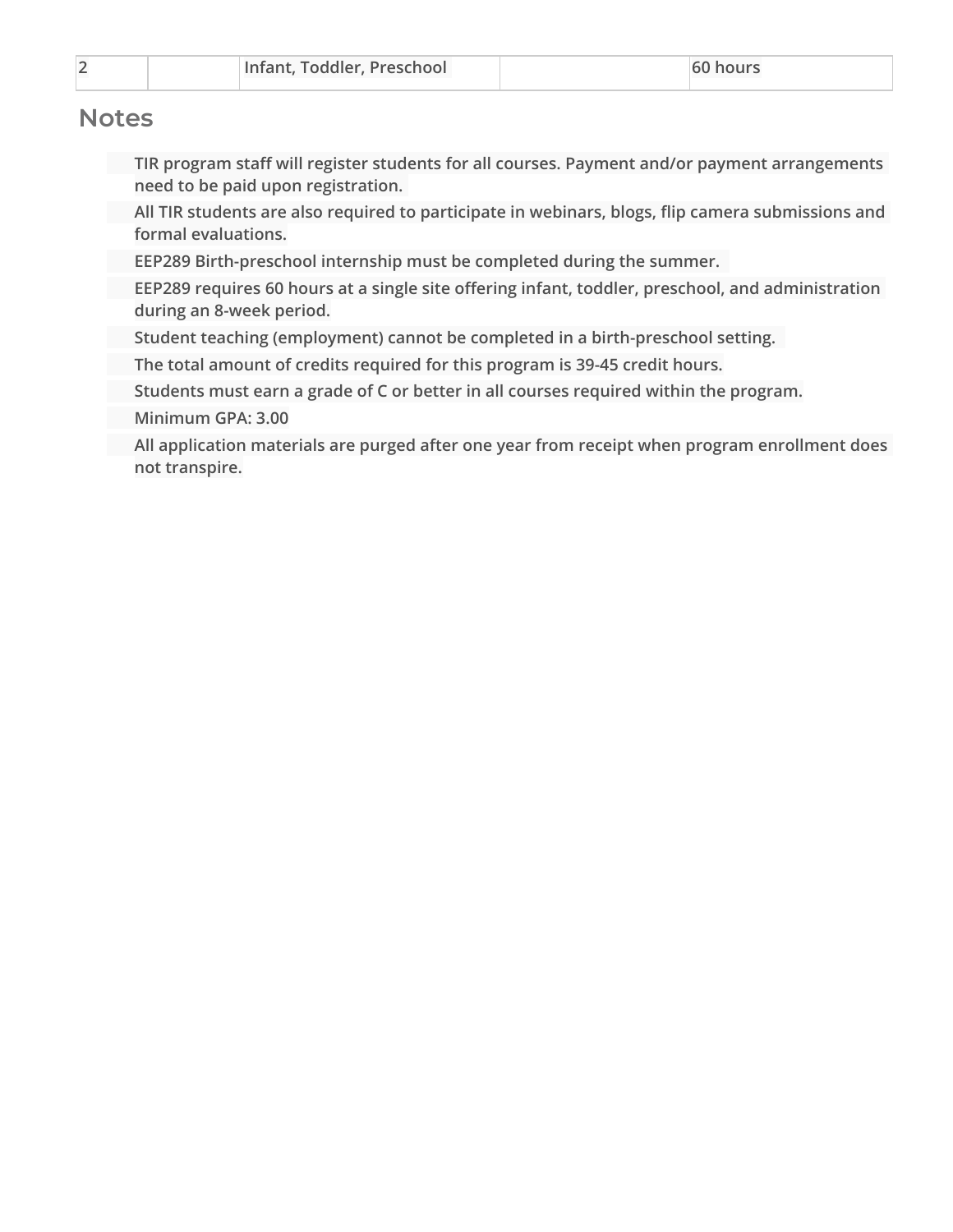| | | | | |
|---|---|---|---|---|
| 2 | | Infant, Toddler, Preschool | | 60 hours |

## Notes

- TIR program staff will register students for all courses. Payment and/or payment arrangements need to be paid upon registration.
- All TIR students are also required to participate in webinars, blogs, flip camera submissions and formal evaluations.
- EEP289 Birth-preschool internship must be completed during the summer.
- EEP289 requires 60 hours at a single site offering infant, toddler, preschool, and administration during an 8-week period.
- Student teaching (employment) cannot be completed in a birth-preschool setting.
- The total amount of credits required for this program is 39-45 credit hours.
- Students must earn a grade of C or better in all courses required within the program.
- Minimum GPA: 3.00
- All application materials are purged after one year from receipt when program enrollment does not transpire.